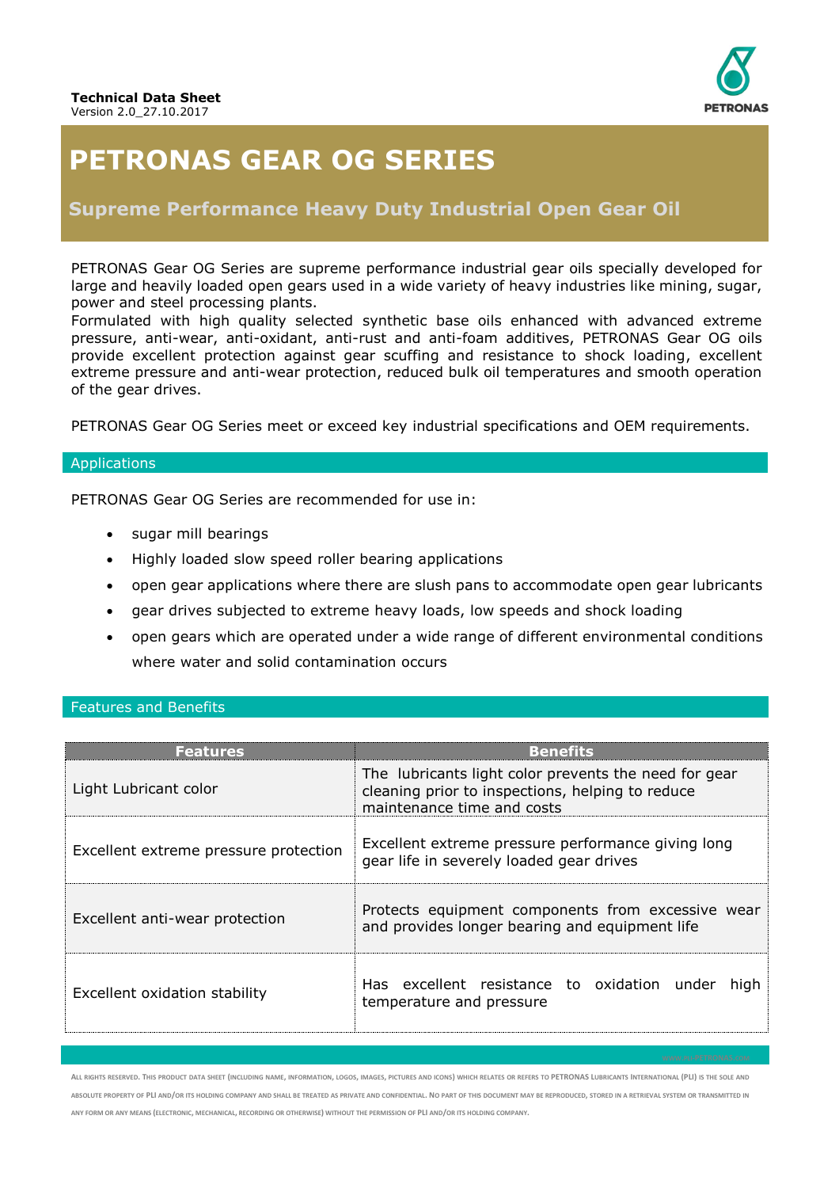**Technical Data Sheet**
Version 2.0_27.10.2017

# PETRONAS GEAR OG SERIES

## Supreme Performance Heavy Duty Industrial Open Gear Oil

PETRONAS Gear OG Series are supreme performance industrial gear oils specially developed for large and heavily loaded open gears used in a wide variety of heavy industries like mining, sugar, power and steel processing plants.
Formulated with high quality selected synthetic base oils enhanced with advanced extreme pressure, anti-wear, anti-oxidant, anti-rust and anti-foam additives, PETRONAS Gear OG oils provide excellent protection against gear scuffing and resistance to shock loading, excellent extreme pressure and anti-wear protection, reduced bulk oil temperatures and smooth operation of the gear drives.

PETRONAS Gear OG Series meet or exceed key industrial specifications and OEM requirements.

### Applications

PETRONAS Gear OG Series are recommended for use in:

- sugar mill bearings
- Highly loaded slow speed roller bearing applications
- open gear applications where there are slush pans to accommodate open gear lubricants
- gear drives subjected to extreme heavy loads, low speeds and shock loading
- open gears which are operated under a wide range of different environmental conditions where water and solid contamination occurs

### Features and Benefits

| Features | Benefits |
|---|---|
| Light Lubricant color | The lubricants light color prevents the need for gear cleaning prior to inspections, helping to reduce maintenance time and costs |
| Excellent extreme pressure protection | Excellent extreme pressure performance giving long gear life in severely loaded gear drives |
| Excellent anti-wear protection | Protects equipment components from excessive wear and provides longer bearing and equipment life |
| Excellent oxidation stability | Has excellent resistance to oxidation under high temperature and pressure |

ALL RIGHTS RESERVED. THIS PRODUCT DATA SHEET (INCLUDING NAME, INFORMATION, LOGOS, IMAGES, PICTURES AND ICONS) WHICH RELATES OR REFERS TO PETRONAS LUBRICANTS INTERNATIONAL (PLI) IS THE SOLE AND ABSOLUTE PROPERTY OF PLI AND/OR ITS HOLDING COMPANY AND SHALL BE TREATED AS PRIVATE AND CONFIDENTIAL. NO PART OF THIS DOCUMENT MAY BE REPRODUCED, STORED IN A RETRIEVAL SYSTEM OR TRANSMITTED IN ANY FORM OR ANY MEANS (ELECTRONIC, MECHANICAL, RECORDING OR OTHERWISE) WITHOUT THE PERMISSION OF PLI AND/OR ITS HOLDING COMPANY.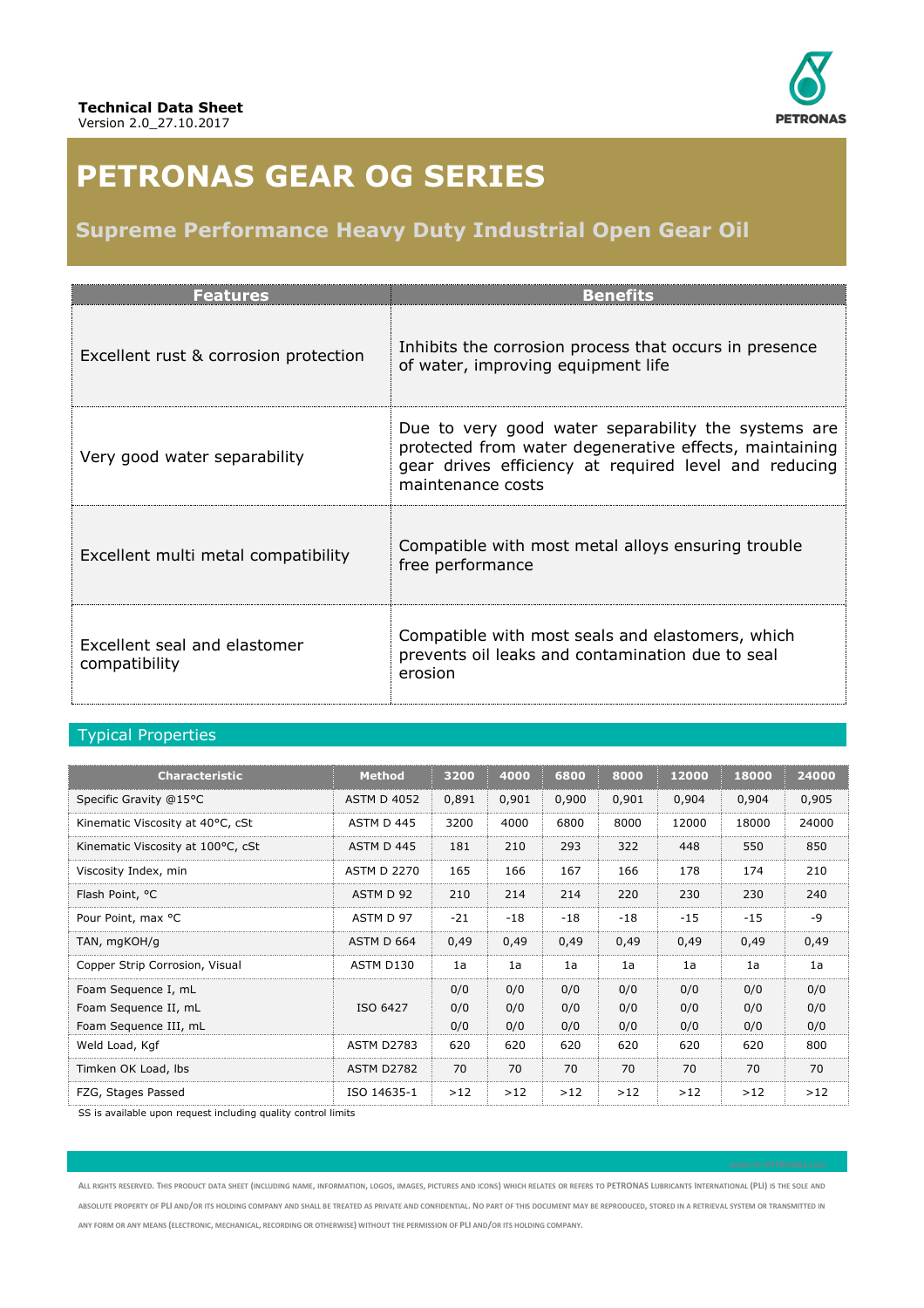**Technical Data Sheet**
Version 2.0_27.10.2017

# PETRONAS GEAR OG SERIES

## Supreme Performance Heavy Duty Industrial Open Gear Oil

| Features | Benefits |
|---|---|
| Excellent rust & corrosion protection | Inhibits the corrosion process that occurs in presence of water, improving equipment life |
| Very good water separability | Due to very good water separability the systems are protected from water degenerative effects, maintaining gear drives efficiency at required level and reducing maintenance costs |
| Excellent multi metal compatibility | Compatible with most metal alloys ensuring trouble free performance |
| Excellent seal and elastomer compatibility | Compatible with most seals and elastomers, which prevents oil leaks and contamination due to seal erosion |

## Typical Properties

| Characteristic | Method | 3200 | 4000 | 6800 | 8000 | 12000 | 18000 | 24000 |
|---|---|---|---|---|---|---|---|---|
| Specific Gravity @15°C | ASTM D 4052 | 0,891 | 0,901 | 0,900 | 0,901 | 0,904 | 0,904 | 0,905 |
| Kinematic Viscosity at 40°C, cSt | ASTM D 445 | 3200 | 4000 | 6800 | 8000 | 12000 | 18000 | 24000 |
| Kinematic Viscosity at 100°C, cSt | ASTM D 445 | 181 | 210 | 293 | 322 | 448 | 550 | 850 |
| Viscosity Index, min | ASTM D 2270 | 165 | 166 | 167 | 166 | 178 | 174 | 210 |
| Flash Point, °C | ASTM D 92 | 210 | 214 | 214 | 220 | 230 | 230 | 240 |
| Pour Point, max °C | ASTM D 97 | -21 | -18 | -18 | -18 | -15 | -15 | -9 |
| TAN, mgKOH/g | ASTM D 664 | 0,49 | 0,49 | 0,49 | 0,49 | 0,49 | 0,49 | 0,49 |
| Copper Strip Corrosion, Visual | ASTM D130 | 1a | 1a | 1a | 1a | 1a | 1a | 1a |
| Foam Sequence I, mL | ISO 6427 | 0/0 | 0/0 | 0/0 | 0/0 | 0/0 | 0/0 | 0/0 |
| Foam Sequence II, mL | ISO 6427 | 0/0 | 0/0 | 0/0 | 0/0 | 0/0 | 0/0 | 0/0 |
| Foam Sequence III, mL | ISO 6427 | 0/0 | 0/0 | 0/0 | 0/0 | 0/0 | 0/0 | 0/0 |
| Weld Load, Kgf | ASTM D2783 | 620 | 620 | 620 | 620 | 620 | 620 | 800 |
| Timken OK Load, lbs | ASTM D2782 | 70 | 70 | 70 | 70 | 70 | 70 | 70 |
| FZG, Stages Passed | ISO 14635-1 | >12 | >12 | >12 | >12 | >12 | >12 | >12 |

SS is available upon request including quality control limits

ALL RIGHTS RESERVED. THIS PRODUCT DATA SHEET (INCLUDING NAME, INFORMATION, LOGOS, IMAGES, PICTURES AND ICONS) WHICH RELATES OR REFERS TO PETRONAS LUBRICANTS INTERNATIONAL (PLI) IS THE SOLE AND ABSOLUTE PROPERTY OF PLI AND/OR ITS HOLDING COMPANY AND SHALL BE TREATED AS PRIVATE AND CONFIDENTIAL. NO PART OF THIS DOCUMENT MAY BE REPRODUCED, STORED IN A RETRIEVAL SYSTEM OR TRANSMITTED IN ANY FORM OR ANY MEANS (ELECTRONIC, MECHANICAL, RECORDING OR OTHERWISE) WITHOUT THE PERMISSION OF PLI AND/OR ITS HOLDING COMPANY.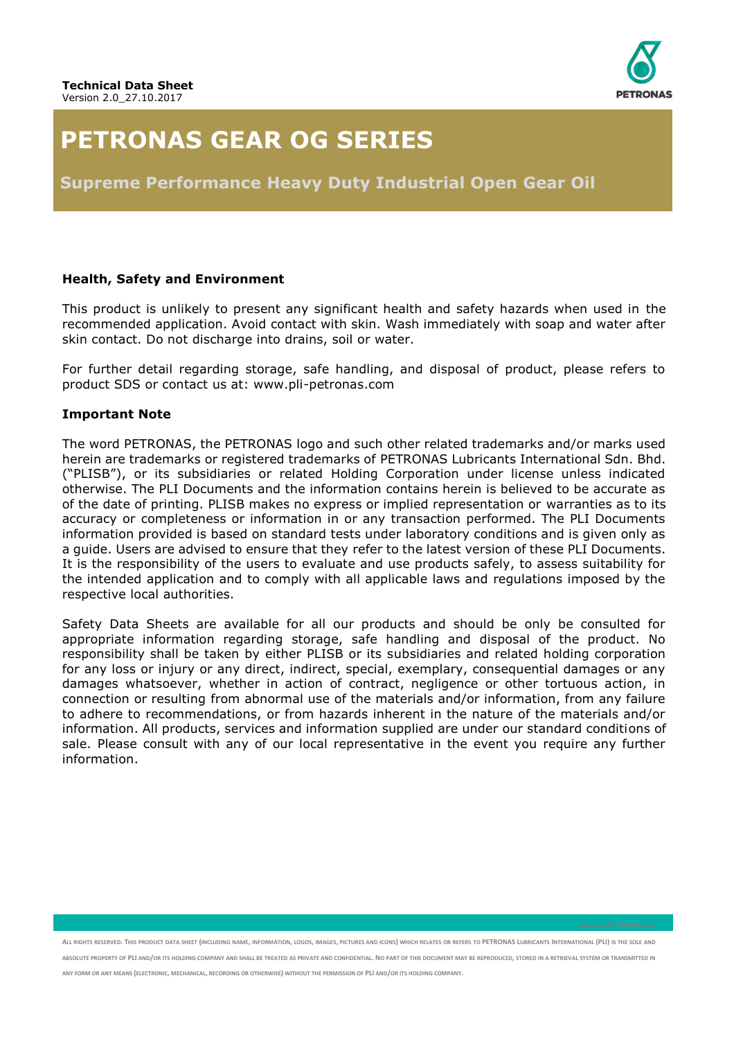**Technical Data Sheet**
Version 2.0_27.10.2017

# PETRONAS GEAR OG SERIES

## Supreme Performance Heavy Duty Industrial Open Gear Oil

### Health, Safety and Environment

This product is unlikely to present any significant health and safety hazards when used in the recommended application. Avoid contact with skin. Wash immediately with soap and water after skin contact. Do not discharge into drains, soil or water.

For further detail regarding storage, safe handling, and disposal of product, please refers to product SDS or contact us at: www.pli-petronas.com

### Important Note

The word PETRONAS, the PETRONAS logo and such other related trademarks and/or marks used herein are trademarks or registered trademarks of PETRONAS Lubricants International Sdn. Bhd. ("PLISB"), or its subsidiaries or related Holding Corporation under license unless indicated otherwise. The PLI Documents and the information contains herein is believed to be accurate as of the date of printing. PLISB makes no express or implied representation or warranties as to its accuracy or completeness or information in or any transaction performed. The PLI Documents information provided is based on standard tests under laboratory conditions and is given only as a guide. Users are advised to ensure that they refer to the latest version of these PLI Documents. It is the responsibility of the users to evaluate and use products safely, to assess suitability for the intended application and to comply with all applicable laws and regulations imposed by the respective local authorities.

Safety Data Sheets are available for all our products and should be only be consulted for appropriate information regarding storage, safe handling and disposal of the product. No responsibility shall be taken by either PLISB or its subsidiaries and related holding corporation for any loss or injury or any direct, indirect, special, exemplary, consequential damages or any damages whatsoever, whether in action of contract, negligence or other tortuous action, in connection or resulting from abnormal use of the materials and/or information, from any failure to adhere to recommendations, or from hazards inherent in the nature of the materials and/or information. All products, services and information supplied are under our standard conditions of sale. Please consult with any of our local representative in the event you require any further information.

ALL RIGHTS RESERVED. THIS PRODUCT DATA SHEET (INCLUDING NAME, INFORMATION, LOGOS, IMAGES, PICTURES AND ICONS) WHICH RELATES OR REFERS TO PETRONAS LUBRICANTS INTERNATIONAL (PLI) IS THE SOLE AND ABSOLUTE PROPERTY OF PLI AND/OR ITS HOLDING COMPANY AND SHALL BE TREATED AS PRIVATE AND CONFIDENTIAL. NO PART OF THIS DOCUMENT MAY BE REPRODUCED, STORED IN A RETRIEVAL SYSTEM OR TRANSMITTED IN ANY FORM OR ANY MEANS (ELECTRONIC, MECHANICAL, RECORDING OR OTHERWISE) WITHOUT THE PERMISSION OF PLI AND/OR ITS HOLDING COMPANY.